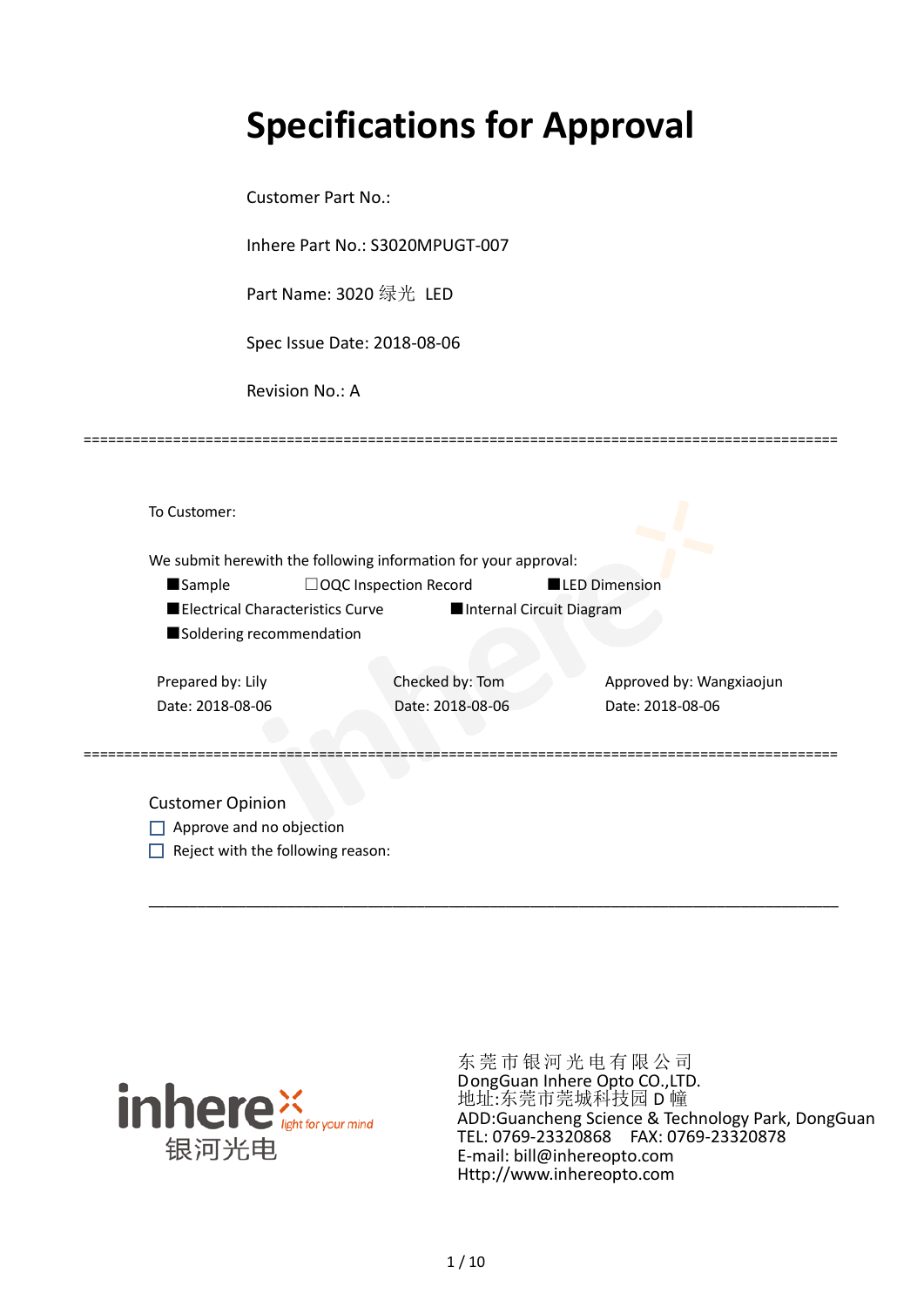# Specifications for Approval

Customer Part No.:

Inhere Part No.: S3020MPUGT-007

Part Name: 3020 绿光 LED

Spec Issue Date: 2018-08-06

Revision No.: A

==========================================================================================

To Customer:

We submit herewith the following information for your approval:

■Sample ☐OQC Inspection Record ■LED Dimension

■Electrical Characteristics Curve ■Internal Circuit Diagram

■Soldering recommendation

| Prepared by: Lily | Checked by: Tom | Approved by: Wangxiaojun |
|---|---|---|
| Date: 2018-08-06 | Date: 2018-08-06 | Date: 2018-08-06 |

==========================================================================================

Customer Opinion

☐ Approve and no objection

☐ Reject with the following reason:

_______________________________________________________________________________

inhere light for your mind 银河光电

东 莞 市 银 河 光 电 有 限 公 司
DongGuan Inhere Opto CO.,LTD.
地址:东莞市莞城科技园 D 幢
ADD:Guancheng Science & Technology Park, DongGuan
TEL: 0769-23320868 FAX: 0769-23320878
E-mail: bill@inhereopto.com
Http://www.inhereopto.com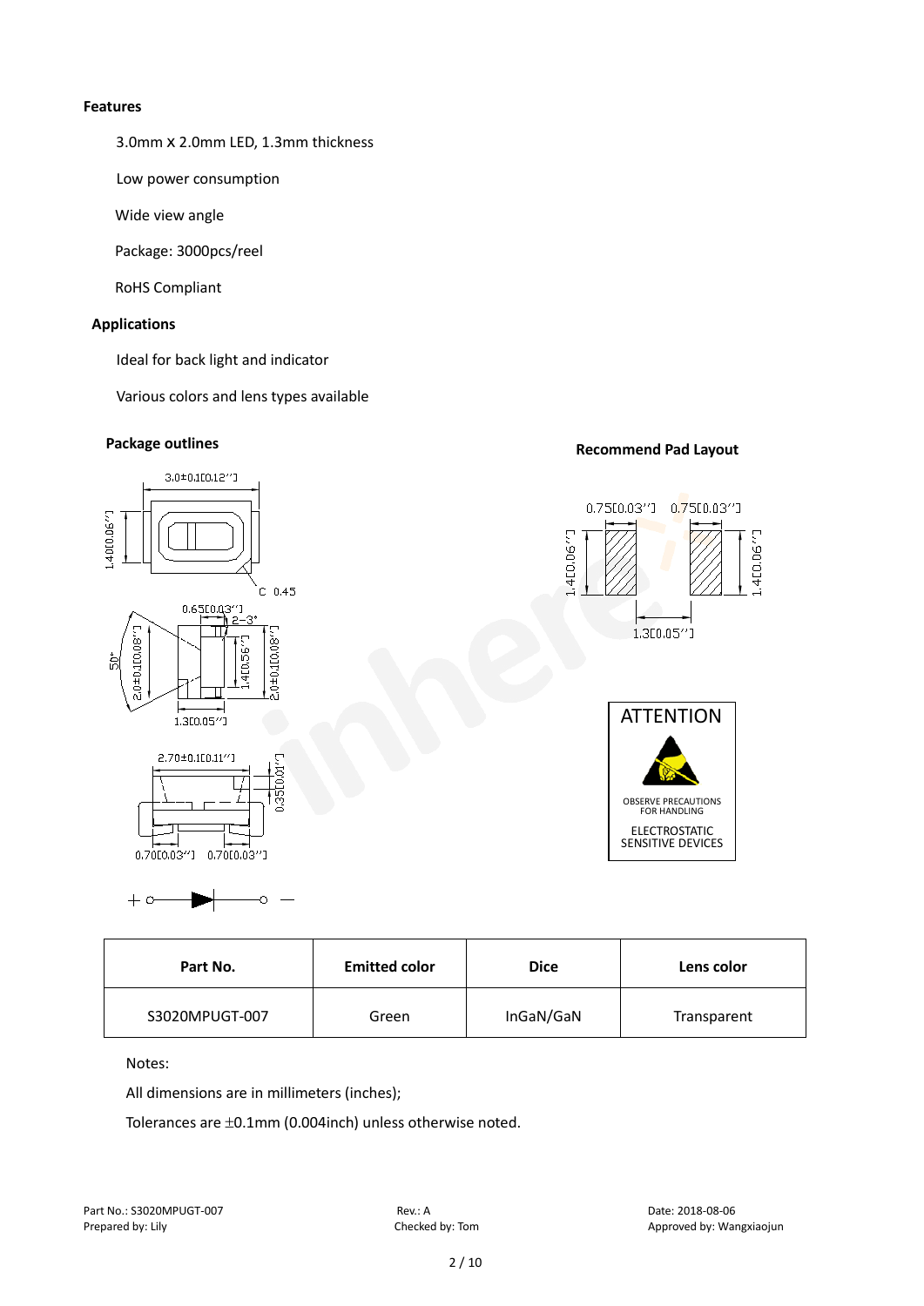**Features**

3.0mm X 2.0mm LED, 1.3mm thickness

Low power consumption

Wide view angle

Package: 3000pcs/reel

RoHS Compliant

**Applications**

Ideal for back light and indicator

Various colors and lens types available

**Package outlines**

**Recommend Pad Layout**

| Part No. | Emitted color | Dice | Lens color |
|---|---|---|---|
| S3020MPUGT-007 | Green | InGaN/GaN | Transparent |

Notes:

All dimensions are in millimeters (inches);

Tolerances are ±0.1mm (0.004inch) unless otherwise noted.

Part No.: S3020MPUGT-007　　Rev.: A　　Date: 2018-08-06

Prepared by: Lily　　Checked by: Tom　　Approved by: Wangxiaojun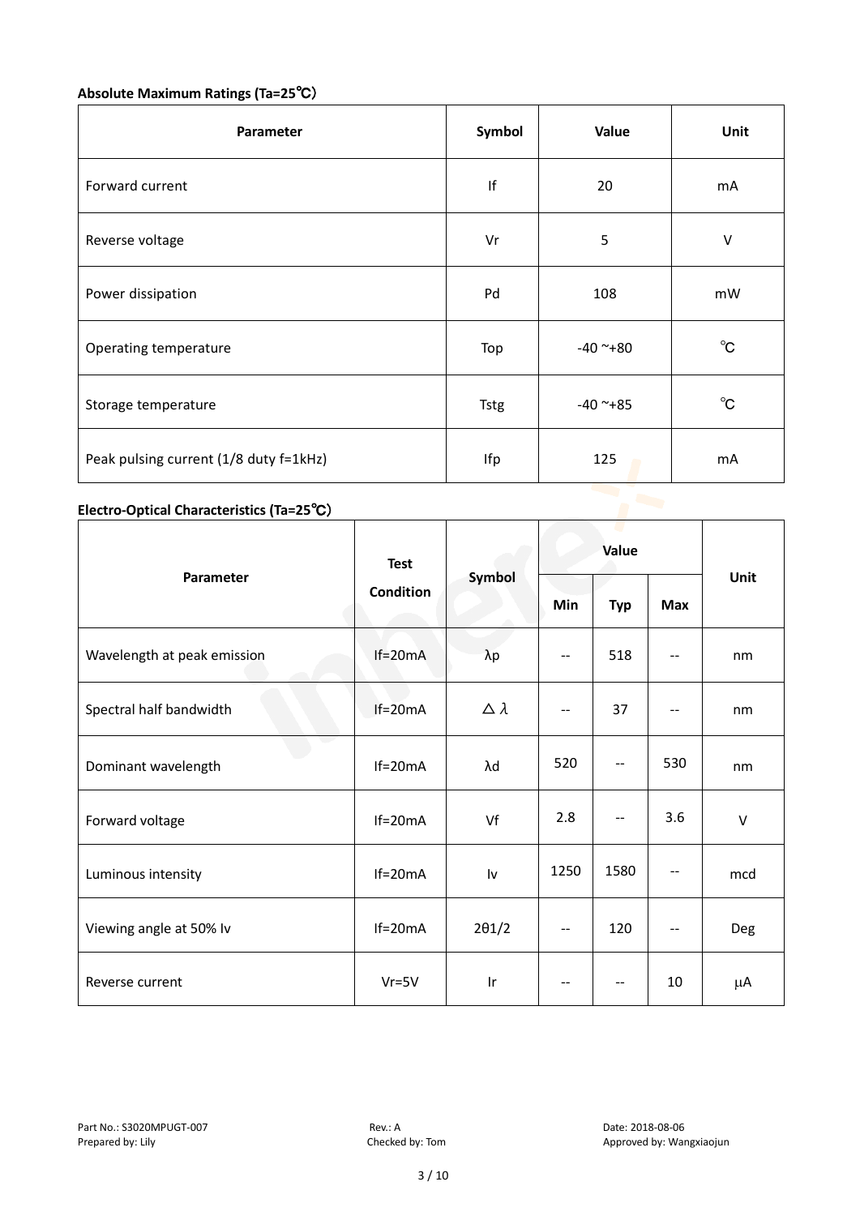**Absolute Maximum Ratings (Ta=25℃)**

| Parameter | Symbol | Value | Unit |
|---|---|---|---|
| Forward current | If | 20 | mA |
| Reverse voltage | Vr | 5 | V |
| Power dissipation | Pd | 108 | mW |
| Operating temperature | Top | -40 ~+80 | ℃ |
| Storage temperature | Tstg | -40 ~+85 | ℃ |
| Peak pulsing current (1/8 duty f=1kHz) | Ifp | 125 | mA |

**Electro-Optical Characteristics (Ta=25℃)**

| Parameter | Test Condition | Symbol | Value | | | Unit |
|---|---|---|---|---|---|---|
| | | | Min | Typ | Max | |
| Wavelength at peak emission | If=20mA | λp | -- | 518 | -- | nm |
| Spectral half bandwidth | If=20mA | △λ | -- | 37 | -- | nm |
| Dominant wavelength | If=20mA | λd | 520 | -- | 530 | nm |
| Forward voltage | If=20mA | Vf | 2.8 | -- | 3.6 | V |
| Luminous intensity | If=20mA | Iv | 1250 | 1580 | -- | mcd |
| Viewing angle at 50% Iv | If=20mA | 2θ1/2 | -- | 120 | -- | Deg |
| Reverse current | Vr=5V | Ir | -- | -- | 10 | μA |

Part No.: S3020MPUGT-007
Prepared by: Lily

Rev.: A
Checked by: Tom

Date: 2018-08-06
Approved by: Wangxiaojun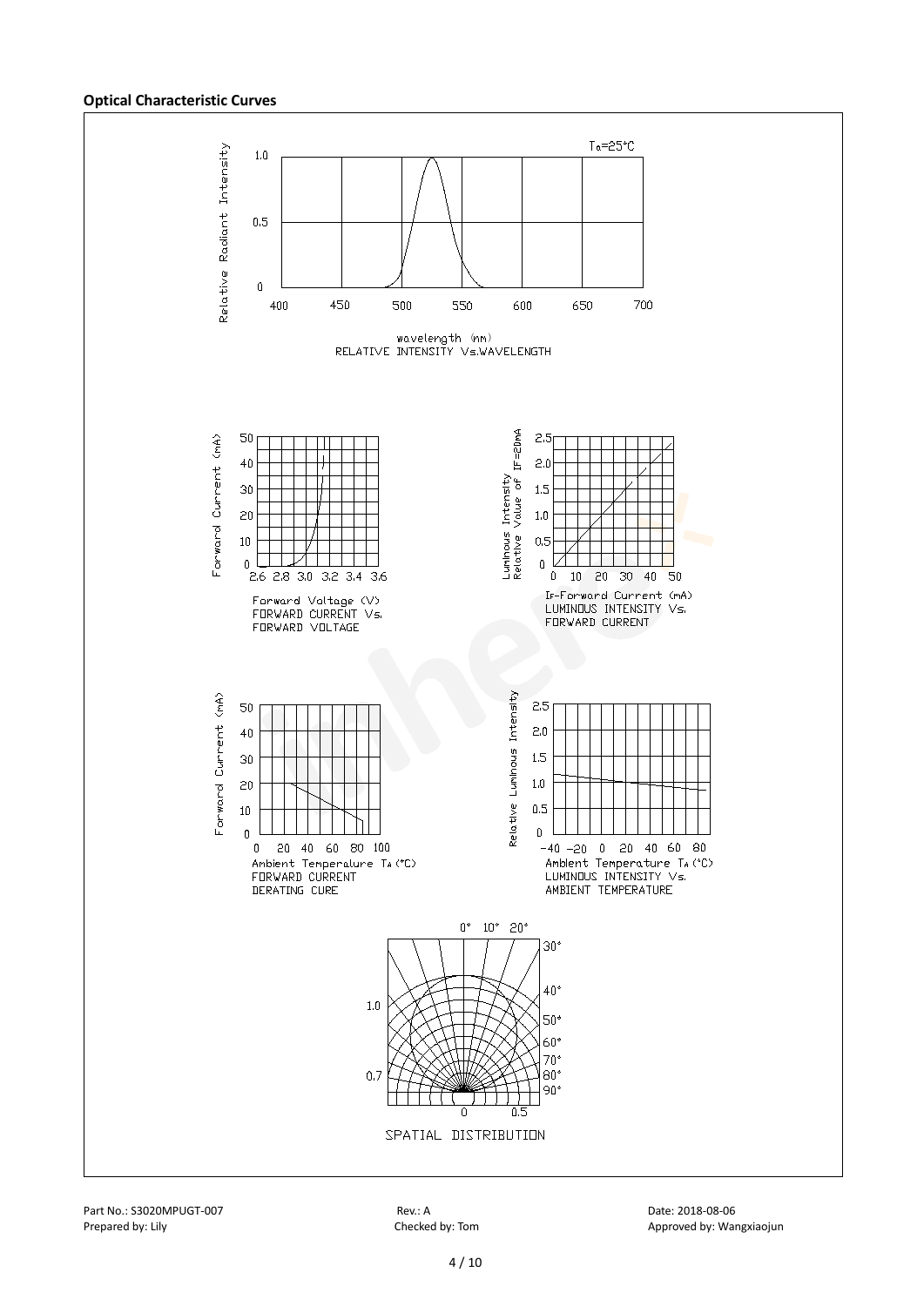**Optical Characteristic Curves**

$T_a$=25°C

Relative Radiant Intensity

wavelength (nm)
RELATIVE INTENSITY Vs.WAVELENGTH

Forward Current (mA)

Forward Voltage (V)
FORWARD CURRENT Vs.
FORWARD VOLTAGE

Luminous Intensity
Relative Value of IF=20mA

$I_F$-Forward Current (mA)
LUMINOUS INTENSITY Vs.
FORWARD CURRENT

Forward Current (mA)

Ambient Temperature $T_A$ (°C)
FORWARD CURRENT
DERATING CURE

Relative Luminous Intensity

Ambient Temperature $T_A$ (°C)
LUMINOUS INTENSITY Vs.
AMBIENT TEMPERATURE

SPATIAL DISTRIBUTION

Part No.: S3020MPUGT-007 | Rev.: A | Date: 2018-08-06
Prepared by: Lily | Checked by: Tom | Approved by: Wangxiaojun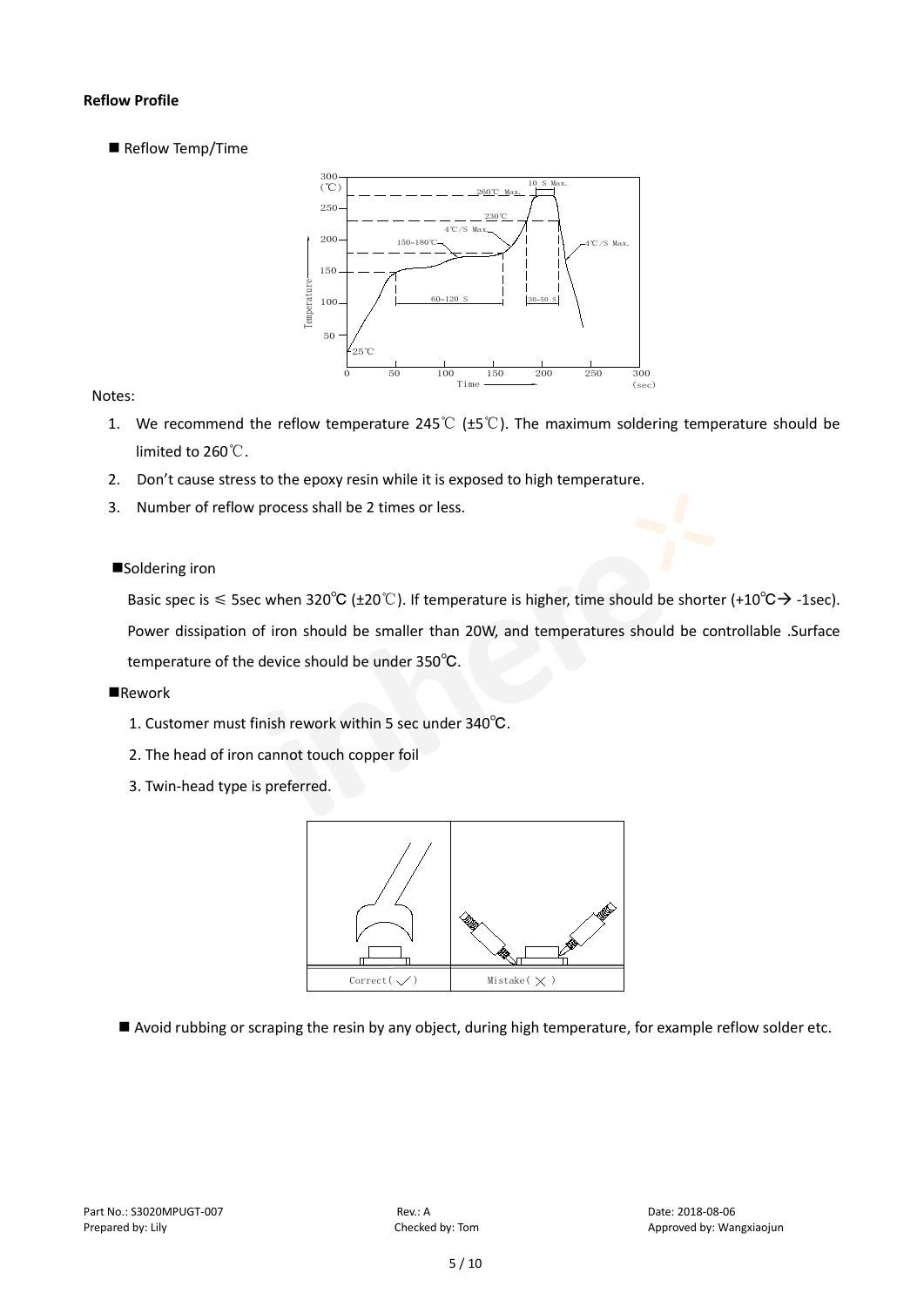**Reflow Profile**

■ Reflow Temp/Time

Notes:

1. We recommend the reflow temperature 245℃ (±5℃). The maximum soldering temperature should be limited to 260℃.
2. Don't cause stress to the epoxy resin while it is exposed to high temperature.
3. Number of reflow process shall be 2 times or less.

■Soldering iron

Basic spec is ≤ 5sec when 320℃ (±20℃). If temperature is higher, time should be shorter (+10℃→ -1sec). Power dissipation of iron should be smaller than 20W, and temperatures should be controllable .Surface temperature of the device should be under 350℃.

■Rework

1. Customer must finish rework within 5 sec under 340℃.
2. The head of iron cannot touch copper foil
3. Twin-head type is preferred.

■ Avoid rubbing or scraping the resin by any object, during high temperature, for example reflow solder etc.

Part No.: S3020MPUGT-007　　Rev.: A　　Date: 2018-08-06
Prepared by: Lily　　Checked by: Tom　　Approved by: Wangxiaojun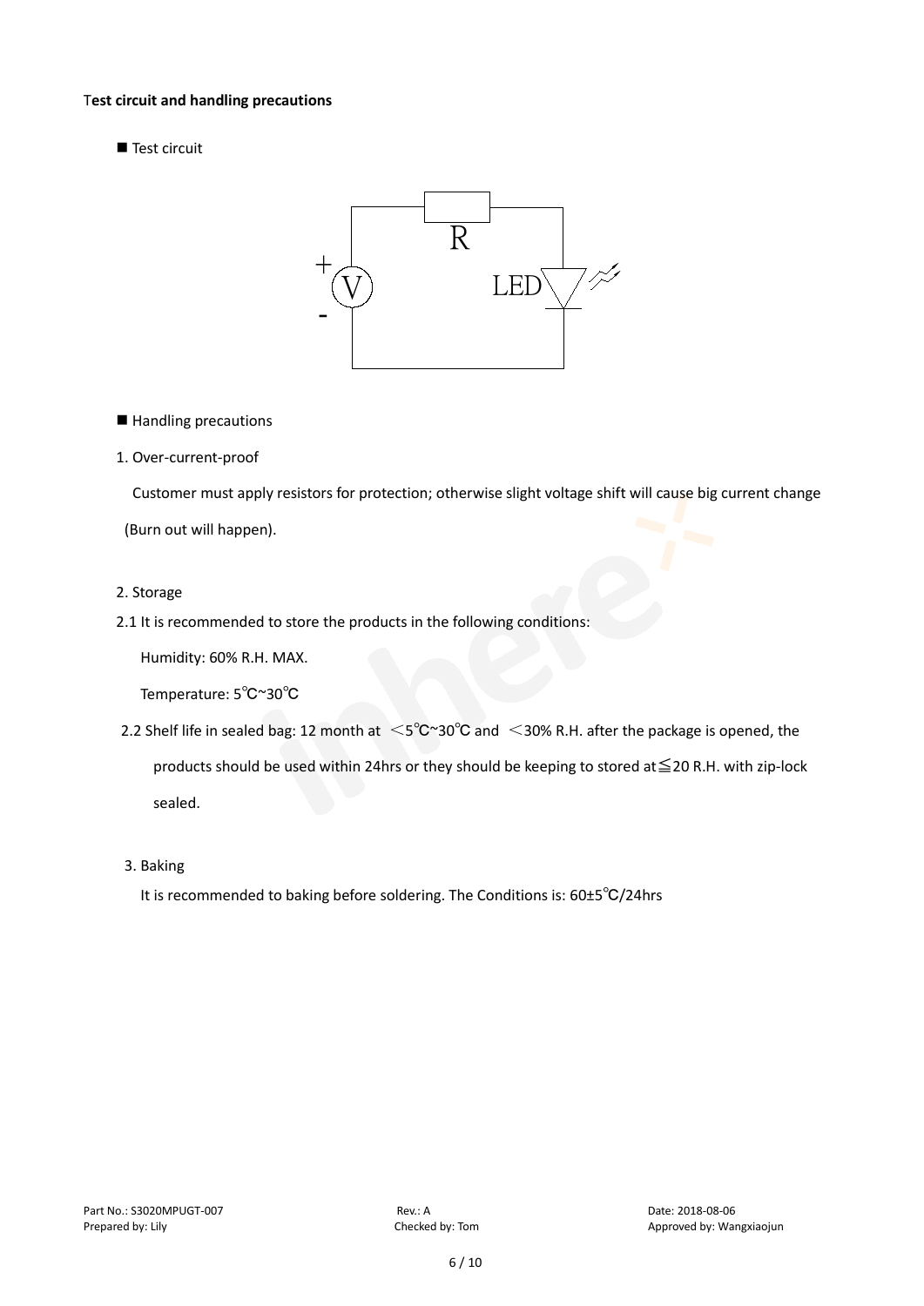**Test circuit and handling precautions**

■ Test circuit

R

LED

■ Handling precautions

1. Over-current-proof

Customer must apply resistors for protection; otherwise slight voltage shift will cause big current change (Burn out will happen).

2. Storage

2.1 It is recommended to store the products in the following conditions:

Humidity: 60% R.H. MAX.

Temperature: 5℃~30℃

2.2 Shelf life in sealed bag: 12 month at ＜5℃~30℃ and ＜30% R.H. after the package is opened, the products should be used within 24hrs or they should be keeping to stored at≦20 R.H. with zip-lock sealed.

3. Baking

It is recommended to baking before soldering. The Conditions is: 60±5℃/24hrs

Part No.: S3020MPUGT-007 Rev.: A Date: 2018-08-06

Prepared by: Lily Checked by: Tom Approved by: Wangxiaojun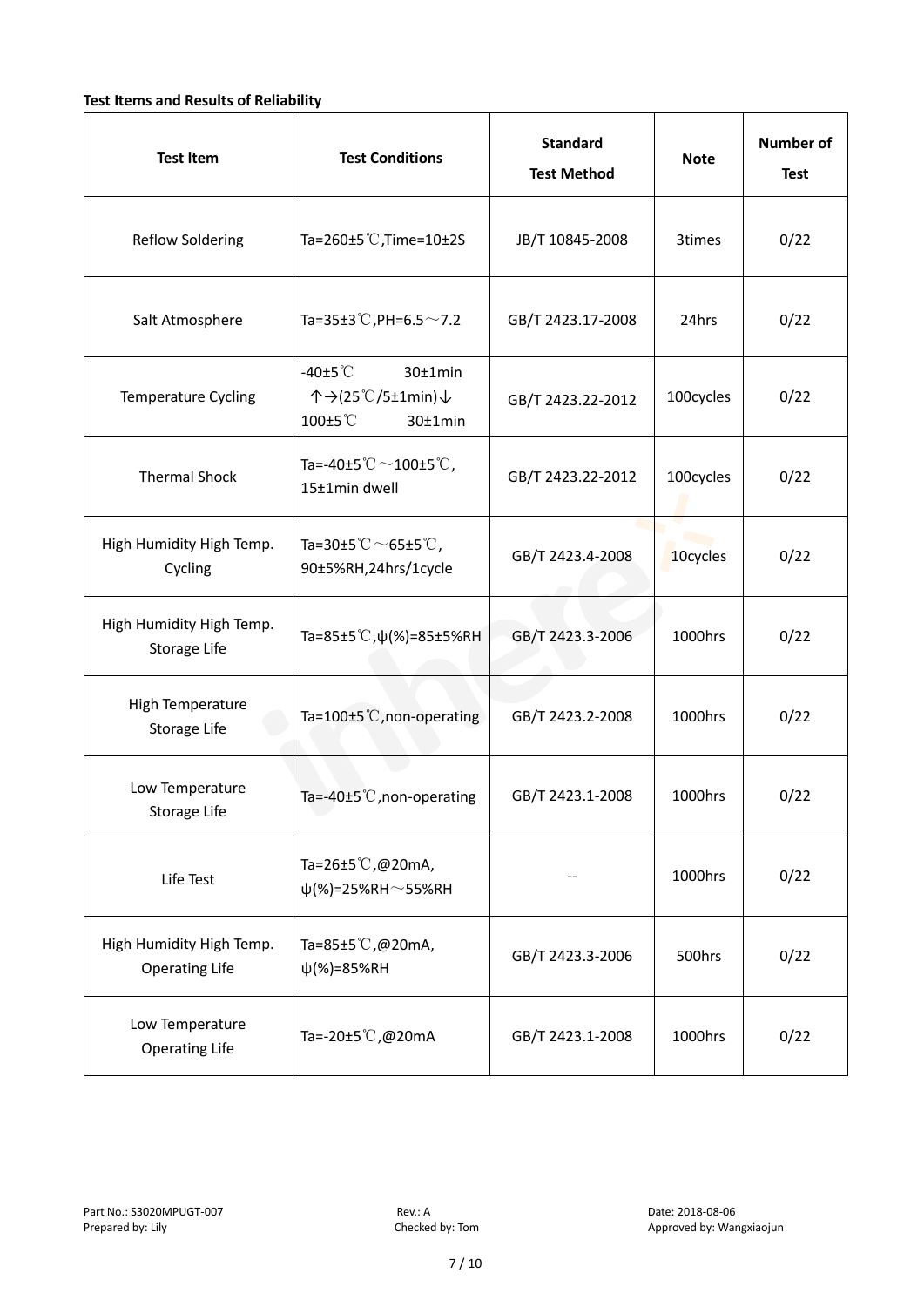**Test Items and Results of Reliability**

| Test Item | Test Conditions | Standard Test Method | Note | Number of Test |
|---|---|---|---|---|
| Reflow Soldering | Ta=260±5℃,Time=10±2S | JB/T 10845-2008 | 3times | 0/22 |
| Salt Atmosphere | Ta=35±3℃,PH=6.5～7.2 | GB/T 2423.17-2008 | 24hrs | 0/22 |
| Temperature Cycling | -40±5℃ 30±1min ↑→(25℃/5±1min)↓ 100±5℃ 30±1min | GB/T 2423.22-2012 | 100cycles | 0/22 |
| Thermal Shock | Ta=-40±5℃～100±5℃, 15±1min dwell | GB/T 2423.22-2012 | 100cycles | 0/22 |
| High Humidity High Temp. Cycling | Ta=30±5℃～65±5℃, 90±5%RH,24hrs/1cycle | GB/T 2423.4-2008 | 10cycles | 0/22 |
| High Humidity High Temp. Storage Life | Ta=85±5℃,ψ(%)=85±5%RH | GB/T 2423.3-2006 | 1000hrs | 0/22 |
| High Temperature Storage Life | Ta=100±5℃,non-operating | GB/T 2423.2-2008 | 1000hrs | 0/22 |
| Low Temperature Storage Life | Ta=-40±5℃,non-operating | GB/T 2423.1-2008 | 1000hrs | 0/22 |
| Life Test | Ta=26±5℃,@20mA, ψ(%)=25%RH～55%RH | -- | 1000hrs | 0/22 |
| High Humidity High Temp. Operating Life | Ta=85±5℃,@20mA, ψ(%)=85%RH | GB/T 2423.3-2006 | 500hrs | 0/22 |
| Low Temperature Operating Life | Ta=-20±5℃,@20mA | GB/T 2423.1-2008 | 1000hrs | 0/22 |

Part No.: S3020MPUGT-007 Rev.: A Date: 2018-08-06
Prepared by: Lily Checked by: Tom Approved by: Wangxiaojun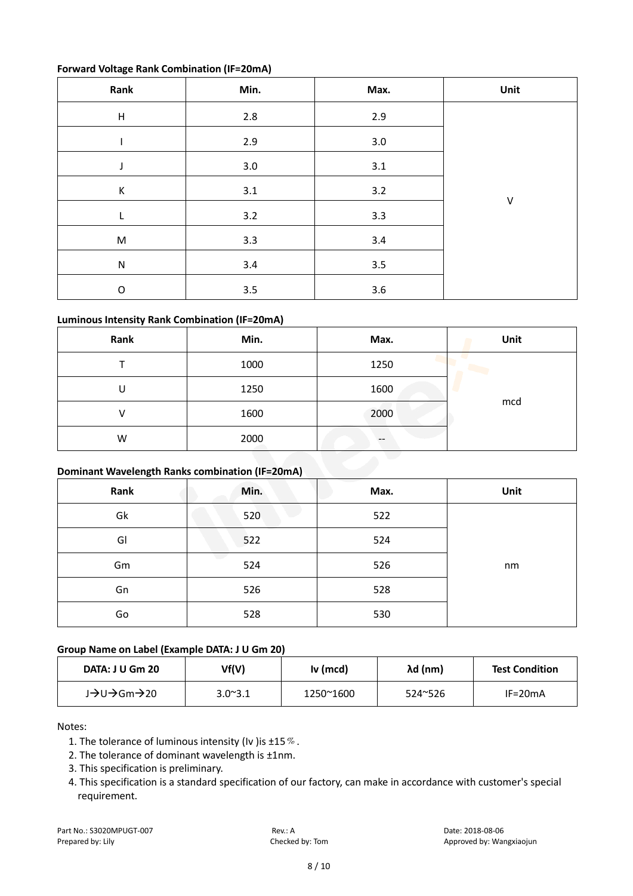**Forward Voltage Rank Combination (IF=20mA)**

| Rank | Min. | Max. | Unit |
|---|---|---|---|
| H | 2.8 | 2.9 | V |
| I | 2.9 | 3.0 | |
| J | 3.0 | 3.1 | |
| K | 3.1 | 3.2 | |
| L | 3.2 | 3.3 | |
| M | 3.3 | 3.4 | |
| N | 3.4 | 3.5 | |
| O | 3.5 | 3.6 | |

**Luminous Intensity Rank Combination (IF=20mA)**

| Rank | Min. | Max. | Unit |
|---|---|---|---|
| T | 1000 | 1250 | mcd |
| U | 1250 | 1600 | |
| V | 1600 | 2000 | |
| W | 2000 | -- | |

**Dominant Wavelength Ranks combination (IF=20mA)**

| Rank | Min. | Max. | Unit |
|---|---|---|---|
| Gk | 520 | 522 | nm |
| Gl | 522 | 524 | |
| Gm | 524 | 526 | |
| Gn | 526 | 528 | |
| Go | 528 | 530 | |

**Group Name on Label (Example DATA: J U Gm 20)**

| DATA: J U Gm 20 | Vf(V) | Iv (mcd) | λd (nm) | Test Condition |
|---|---|---|---|---|
| J→U→Gm→20 | 3.0~3.1 | 1250~1600 | 524~526 | IF=20mA |

Notes:

1. The tolerance of luminous intensity (Iv )is ±15％.
2. The tolerance of dominant wavelength is ±1nm.
3. This specification is preliminary.
4. This specification is a standard specification of our factory, can make in accordance with customer's special requirement.

Part No.: S3020MPUGT-007 Rev.: A Date: 2018-08-06
Prepared by: Lily Checked by: Tom Approved by: Wangxiaojun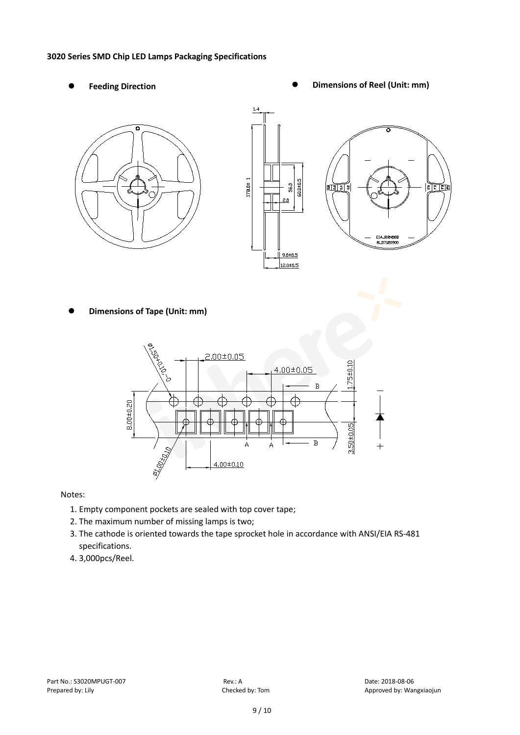**3020 Series SMD Chip LED Lamps Packaging Specifications**

- **Feeding Direction**
- **Dimensions of Reel (Unit: mm)**

- **Dimensions of Tape (Unit: mm)**

Notes:

1. Empty component pockets are sealed with top cover tape;
2. The maximum number of missing lamps is two;
3. The cathode is oriented towards the tape sprocket hole in accordance with ANSI/EIA RS-481 specifications.
4. 3,000pcs/Reel.

Part No.: S3020MPUGT-007 | Rev.: A | Date: 2018-08-06

Prepared by: Lily | Checked by: Tom | Approved by: Wangxiaojun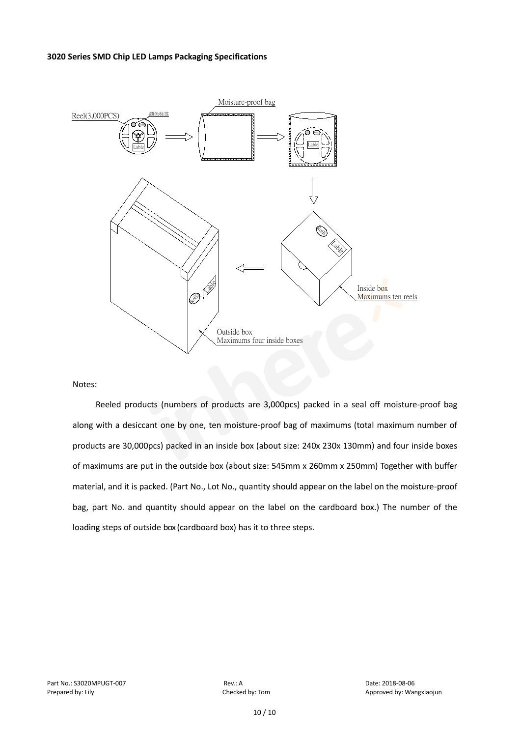**3020 Series SMD Chip LED Lamps Packaging Specifications**

Moisture-proof bag

Reel(3,000PCS)

顏色标签

Lable

Inside box
Maximums ten reels

Outside box
Maximums four inside boxes

Notes:

Reeled products (numbers of products are 3,000pcs) packed in a seal off moisture-proof bag along with a desiccant one by one, ten moisture-proof bag of maximums (total maximum number of products are 30,000pcs) packed in an inside box (about size: 240x 230x 130mm) and four inside boxes of maximums are put in the outside box (about size: 545mm x 260mm x 250mm) Together with buffer material, and it is packed. (Part No., Lot No., quantity should appear on the label on the moisture-proof bag, part No. and quantity should appear on the label on the cardboard box.) The number of the loading steps of outside box (cardboard box) has it to three steps.

Part No.: S3020MPUGT-007 Rev.: A Date: 2018-08-06
Prepared by: Lily Checked by: Tom Approved by: Wangxiaojun